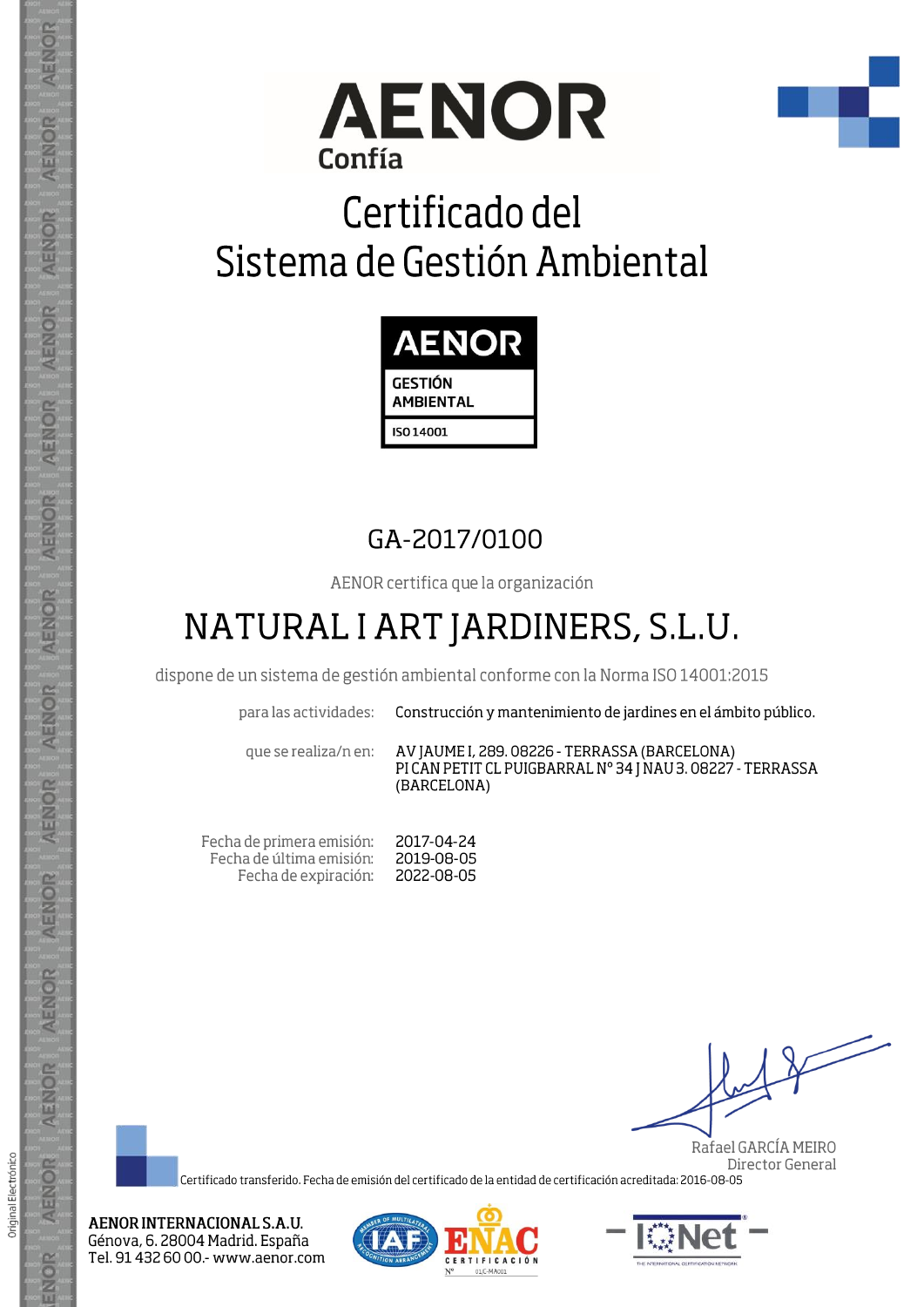AENOR
Confía

# Certificado del Sistema de Gestión Ambiental

AENOR
GESTIÓN AMBIENTAL
ISO 14001

## GA-2017/0100

AENOR certifica que la organización

# NATURAL I ART JARDINERS, S.L.U.

dispone de un sistema de gestión ambiental conforme con la Norma ISO 14001:2015

para las actividades: Construcción y mantenimiento de jardines en el ámbito público.

que se realiza/n en: AV JAUME I, 289. 08226 - TERRASSA (BARCELONA)
PI CAN PETIT CL PUIGBARRAL Nº 34 J NAU 3. 08227 - TERRASSA (BARCELONA)

Fecha de primera emisión: 2017-04-24
Fecha de última emisión: 2019-08-05
Fecha de expiración: 2022-08-05

Rafael GARCÍA MEIRO
Director General

Certificado transferido. Fecha de emisión del certificado de la entidad de certificación acreditada: 2016-08-05

**AENOR INTERNACIONAL S.A.U.**
Génova, 6. 28004 Madrid. España
Tel. 91 432 60 00.- www.aenor.com

Original Electrónico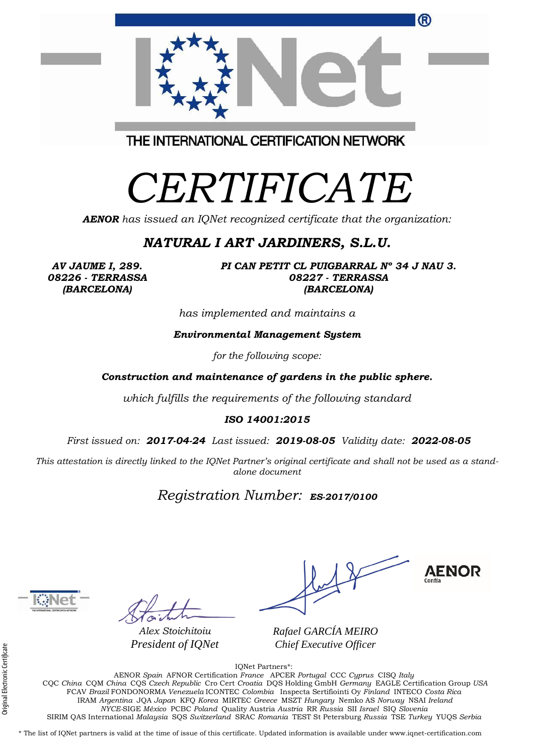THE INTERNATIONAL CERTIFICATION NETWORK

# CERTIFICATE

***AENOR** has issued an IQNet recognized certificate that the organization:*

## ***NATURAL I ART JARDINERS, S.L.U.***

***AV JAUME I, 289.***
***08226 - TERRASSA***
***(BARCELONA)***

***PI CAN PETIT CL PUIGBARRAL Nº 34 J NAU 3.***
***08227 - TERRASSA***
***(BARCELONA)***

*has implemented and maintains a*

***Environmental Management System***

*for the following scope:*

***Construction and maintenance of gardens in the public sphere.***

*which fulfills the requirements of the following standard*

***ISO 14001:2015***

*First issued on:* ***2017-04-24*** *Last issued:* ***2019-08-05*** *Validity date:* ***2022-08-05***

*This attestation is directly linked to the IQNet Partner's original certificate and shall not be used as a stand-alone document*

*Registration Number:* ***ES-2017/0100***

*Alex Stoichitoiu*
*President of IQNet*

*Rafael GARCÍA MEIRO*
*Chief Executive Officer*

AENOR
Confía

IQNet Partners*:

AENOR *Spain* AFNOR Certification *France* APCER *Portugal* CCC *Cyprus* CISQ *Italy*
CQC *China* CQM *China* CQS *Czech Republic* Cro Cert *Croatia* DQS Holding GmbH *Germany* EAGLE Certification Group *USA*
FCAV *Brazil* FONDONORMA *Venezuela* ICONTEC *Colombia* Inspecta Sertifiointi Oy *Finland* INTECO *Costa Rica*
IRAM *Argentina* JQA *Japan* KFQ *Korea* MIRTEC *Greece* MSZT *Hungary* Nemko AS *Norway* NSAI *Ireland*
*NYCE*-SIGE *México* PCBC *Poland* Quality Austria *Austria* RR *Russia* SII *Israel* SIQ *Slovenia*
SIRIM QAS International *Malaysia* SQS *Switzerland* SRAC *Romania* TEST St Petersburg *Russia* TSE *Turkey* YUQS *Serbia*

\* The list of IQNet partners is valid at the time of issue of this certificate. Updated information is available under www.iqnet-certification.com

Original Electronic Certificate